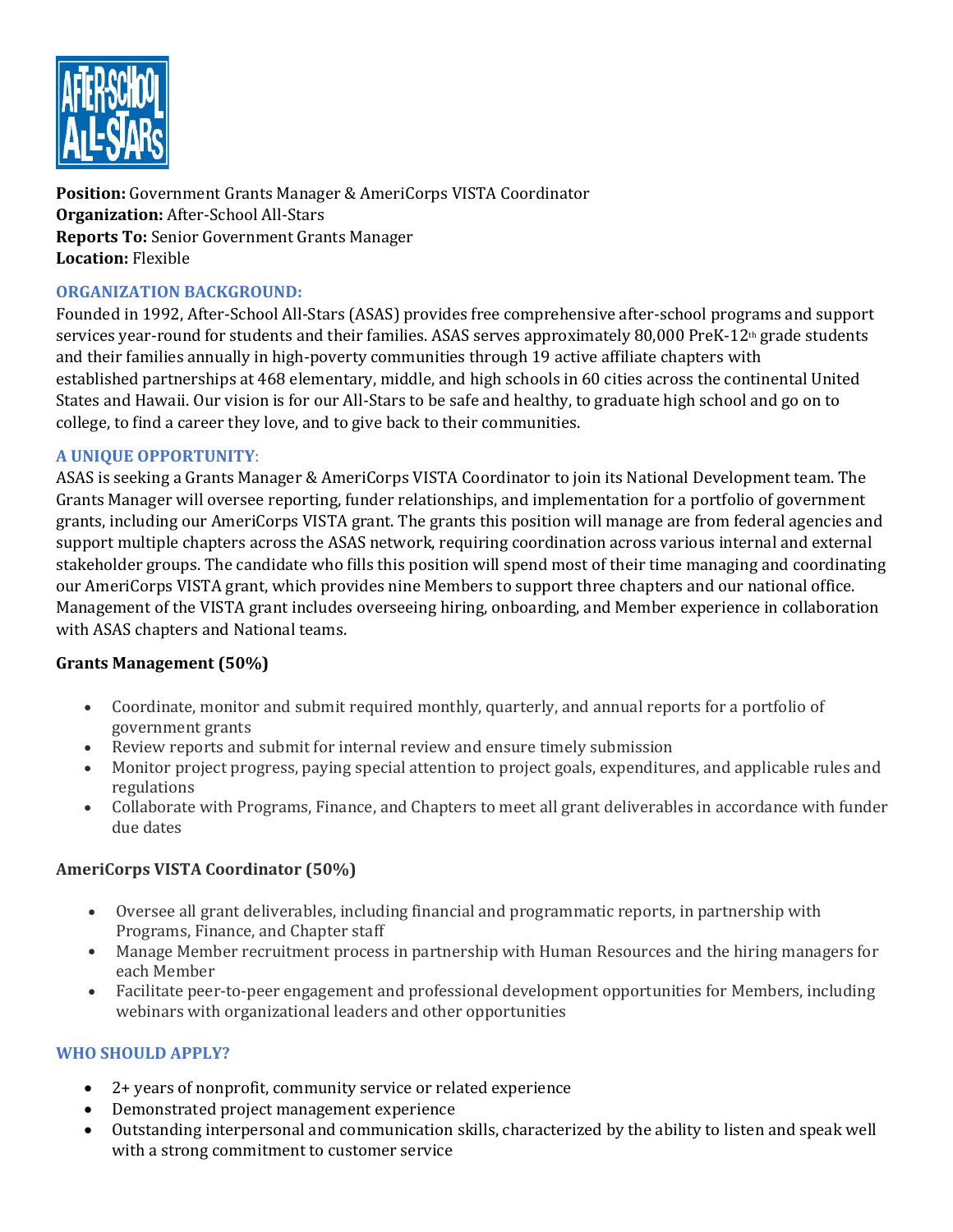**Position:** Government Grants Manager & AmeriCorps VISTA Coordinator
**Organization:** After-School All-Stars
**Reports To:** Senior Government Grants Manager
**Location:** Flexible

## ORGANIZATION BACKGROUND:

Founded in 1992, After-School All-Stars (ASAS) provides free comprehensive after-school programs and support services year-round for students and their families. ASAS serves approximately 80,000 PreK-12th grade students and their families annually in high-poverty communities through 19 active affiliate chapters with established partnerships at 468 elementary, middle, and high schools in 60 cities across the continental United States and Hawaii. Our vision is for our All-Stars to be safe and healthy, to graduate high school and go on to college, to find a career they love, and to give back to their communities.

## A UNIQUE OPPORTUNITY:

ASAS is seeking a Grants Manager & AmeriCorps VISTA Coordinator to join its National Development team. The Grants Manager will oversee reporting, funder relationships, and implementation for a portfolio of government grants, including our AmeriCorps VISTA grant. The grants this position will manage are from federal agencies and support multiple chapters across the ASAS network, requiring coordination across various internal and external stakeholder groups. The candidate who fills this position will spend most of their time managing and coordinating our AmeriCorps VISTA grant, which provides nine Members to support three chapters and our national office. Management of the VISTA grant includes overseeing hiring, onboarding, and Member experience in collaboration with ASAS chapters and National teams.

### Grants Management (50%)

- Coordinate, monitor and submit required monthly, quarterly, and annual reports for a portfolio of government grants
- Review reports and submit for internal review and ensure timely submission
- Monitor project progress, paying special attention to project goals, expenditures, and applicable rules and regulations
- Collaborate with Programs, Finance, and Chapters to meet all grant deliverables in accordance with funder due dates

### AmeriCorps VISTA Coordinator (50%)

- Oversee all grant deliverables, including financial and programmatic reports, in partnership with Programs, Finance, and Chapter staff
- Manage Member recruitment process in partnership with Human Resources and the hiring managers for each Member
- Facilitate peer-to-peer engagement and professional development opportunities for Members, including webinars with organizational leaders and other opportunities

## WHO SHOULD APPLY?

- 2+ years of nonprofit, community service or related experience
- Demonstrated project management experience
- Outstanding interpersonal and communication skills, characterized by the ability to listen and speak well with a strong commitment to customer service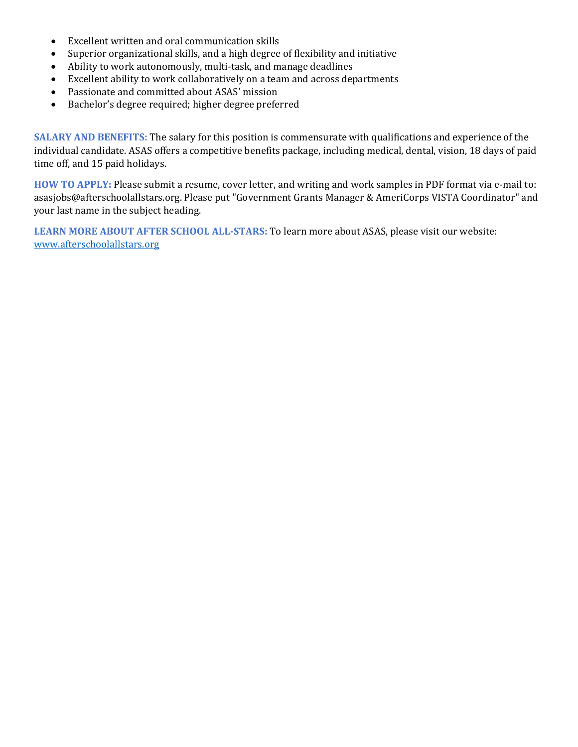- Excellent written and oral communication skills
- Superior organizational skills, and a high degree of flexibility and initiative
- Ability to work autonomously, multi-task, and manage deadlines
- Excellent ability to work collaboratively on a team and across departments
- Passionate and committed about ASAS' mission
- Bachelor's degree required; higher degree preferred

**SALARY AND BENEFITS:** The salary for this position is commensurate with qualifications and experience of the individual candidate. ASAS offers a competitive benefits package, including medical, dental, vision, 18 days of paid time off, and 15 paid holidays.

**HOW TO APPLY:** Please submit a resume, cover letter, and writing and work samples in PDF format via e-mail to: asasjobs@afterschoolallstars.org. Please put "Government Grants Manager & AmeriCorps VISTA Coordinator" and your last name in the subject heading.

**LEARN MORE ABOUT AFTER SCHOOL ALL-STARS:** To learn more about ASAS, please visit our website: [www.afterschoolallstars.org](http://www.afterschoolallstars.org)